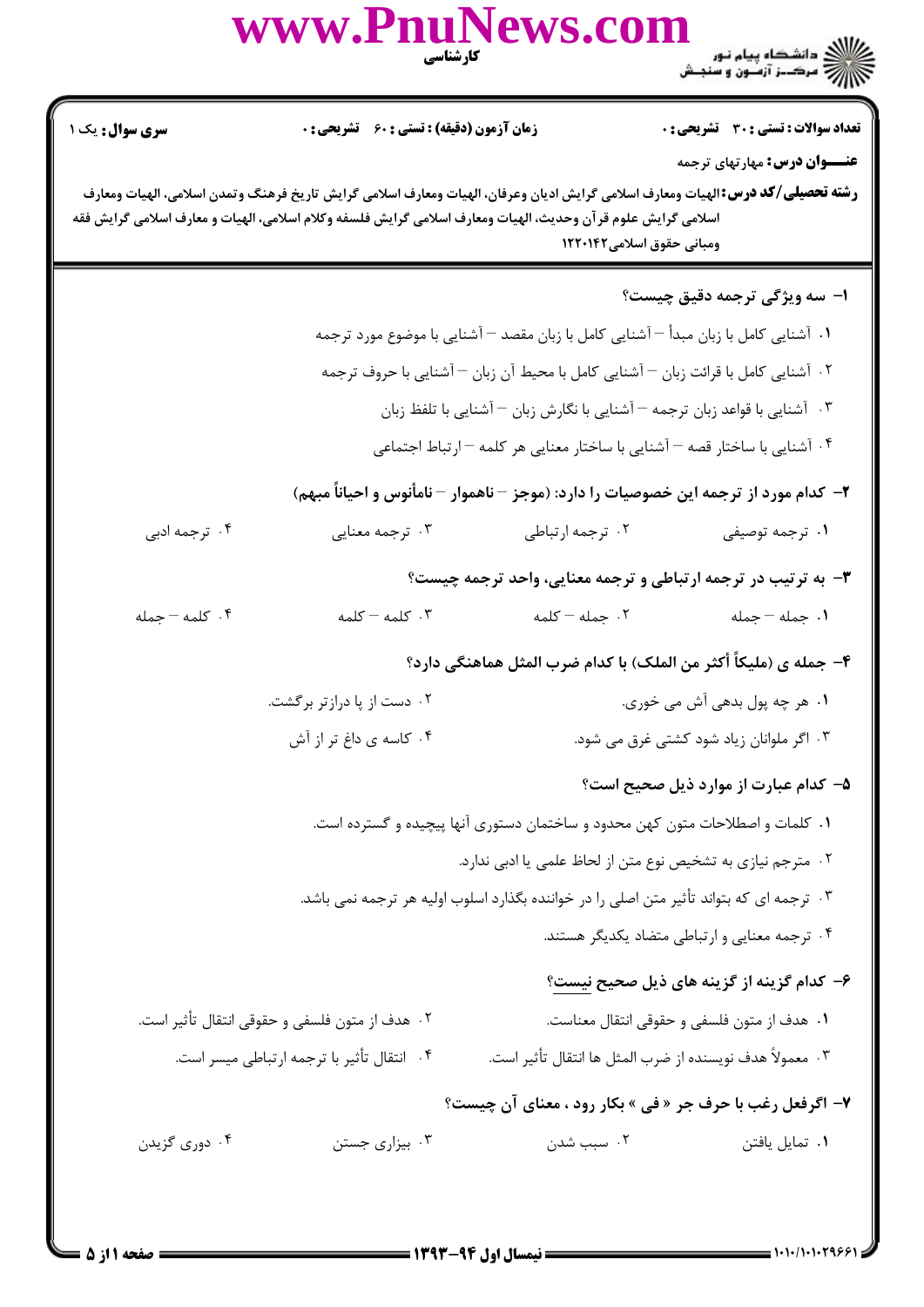**کارشناسی**

**دانشگاه پیام نور**
**مرکز آزمون و سنجش**

**سری سوال:** یک ۱

**زمان آزمون (دقیقه) : تستی : ۶۰ تشریحی : ۰**

**تعداد سوالات : تستی : ۳۰ تشریحی : ۰**

**عنـــوان درس:** مهارتهای ترجمه

**رشته تحصیلی/کد درس:** الهیات ومعارف اسلامی گرایش ادیان وعرفان، الهیات ومعارف اسلامی گرایش تاریخ فرهنگ وتمدن اسلامی، الهیات ومعارف اسلامی گرایش علوم قرآن وحدیث، الهیات ومعارف اسلامی گرایش فلسفه وکلام اسلامی، الهیات و معارف اسلامی گرایش فقه ومبانی حقوق اسلامی۱۲۲۰۱۴۲

---

**۱- سه ویژگی ترجمه دقیق چیست؟**

۱. آشنایی کامل با زبان مبدأ – آشنایی کامل با زبان مقصد – آشنایی با موضوع مورد ترجمه

۲. آشنایی کامل با قرائت زبان – آشنایی کامل با محیط آن زبان – آشنایی با حروف ترجمه

۳. آشنایی با قواعد زبان ترجمه – آشنایی با نگارش زبان – آشنایی با تلفظ زبان

۴. آشنایی با ساختار قصه – آشنایی با ساختار معنایی هر کلمه – ارتباط اجتماعی

**۲- کدام مورد از ترجمه این خصوصیات را دارد: (موجز – ناهموار – نامأنوس و احیاناً مبهم)**

۱. ترجمه توصیفی

۲. ترجمه ارتباطی

۳. ترجمه معنایی

۴. ترجمه ادبی

**۳- به ترتیب در ترجمه ارتباطی و ترجمه معنایی، واحد ترجمه چیست؟**

۱. جمله – جمله

۲. جمله – کلمه

۳. کلمه – کلمه

۴. کلمه – جمله

**۴- جمله ی (ملیکاً أکثر من الملک) با کدام ضرب المثل هماهنگی دارد؟**

۱. هر چه پول بدهی آش می خوری.

۲. دست از پا درازتر برگشت.

۳. اگر ملوانان زیاد شود کشتی غرق می شود.

۴. کاسه ی داغ تر از آش

**۵- کدام عبارت از موارد ذیل صحیح است؟**

۱. کلمات و اصطلاحات متون کهن محدود و ساختمان دستوری آنها پیچیده و گسترده است.

۲. مترجم نیازی به تشخیص نوع متن از لحاظ علمی یا ادبی ندارد.

۳. ترجمه ای که بتواند تأثیر متن اصلی را در خواننده بگذارد اسلوب اولیه هر ترجمه نمی باشد.

۴. ترجمه معنایی و ارتباطی متضاد یکدیگر هستند.

**۶- کدام گزینه از گزینه های ذیل صحیح نیست؟**

۱. هدف از متون فلسفی و حقوقی انتقال معناست.

۲. هدف از متون فلسفی و حقوقی انتقال تأثیر است.

۳. معمولاً هدف نویسنده از ضرب المثل ها انتقال تأثیر است.

۴. انتقال تأثیر با ترجمه ارتباطی میسر است.

**۷- اگرفعل رغب با حرف جر « فی » بکار رود ، معنای آن چیست؟**

۱. تمایل یافتن

۲. سبب شدن

۳. بیزاری جستن

۴. دوری گزیدن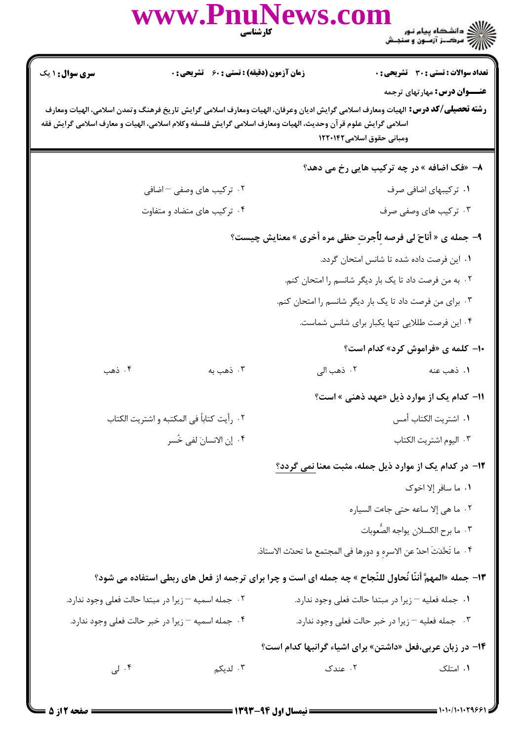تعداد سوالات : تستی : ۳۰ تشریحی : ۰ | زمان آزمون (دقیقه) : تستی : ۶۰ تشریحی : ۰ | سری سوال : ۱ یک

**عنـــوان درس:** مهارتهای ترجمه

**رشته تحصیلی/کد درس:** الهیات ومعارف اسلامی گرایش ادیان وعرفان، الهیات ومعارف اسلامی گرایش تاریخ فرهنگ وتمدن اسلامی، الهیات ومعارف اسلامی گرایش علوم قرآن وحدیث، الهیات ومعارف اسلامی گرایش فلسفه وکلام اسلامی، الهیات و معارف اسلامی گرایش فقه ومبانی حقوق اسلامی۱۲۲۰۱۴۲

**۸- «فک اضافه » در چه ترکیب هایی رخ می دهد؟**

۱. ترکیبهای اضافی صرف

۲. ترکیب های وصفی – اضافی

۳. ترکیب های وصفی صرف

۴. ترکیب های متضاد و متفاوت

**۹- جمله ی « أناحَ لی فرصه لِأجرتِ حظی مره أخری » معنایش چیست؟**

۱. این فرصت داده شده تا شانس امتحان گردد.

۲. به من فرصت داد تا یک بار دیگر شانسم را امتحان کنم.

۳. برای من فرصت داد تا یک بار دیگر شانسم را امتحان کنم.

۴. این فرصت طلایی تنها یکبار برای شانس شماست.

**۱۰- کلمه ی «فراموش کرد» کدام است؟**

۱. ذهب عنه

۲. ذهب الی

۳. ذهب به

۴. ذهب

**۱۱- کدام یک از موارد ذیل «عهد ذهنی » است؟**

۱. اشتریت الکتاب أمس

۲. رأیت کتاباً فی المکتبه و اشتریت الکتاب

۳. الیوم اشتریت الکتاب

۴. إن الانسانَ لفی خُسر

**۱۲- در کدام یک از موارد ذیل جمله، مثبت معنا نمی گردد؟**

۱. ما سافر إلا اخوک

۲. ما هی إلا ساعه حتی جاءت السیاره

۳. ما برح الکسلان یواجه الصُّعوبات

۴. ما تَحَدَثَ احدٌ عن الاسرهِ و دورها فی المجتمع ما تحدث الاستاذ.

**۱۳- جمله «المهمَّ أننّا نُحاول للنّجاح » چه جمله ای است و چرا برای ترجمه از فعل های ربطی استفاده می شود؟**

۱. جمله فعلیه – زیرا در مبتدا حالت فعلی وجود ندارد.

۲. جمله اسمیه – زیرا در مبتدا حالت فعلی وجود ندارد.

۳. جمله فعلیه – زیرا در خبر حالت فعلی وجود ندارد.

۴. جمله اسمیه – زیرا در خبر حالت فعلی وجود ندارد.

**۱۴- در زبان عربی،فعل «داشتن» برای اشیاء گرانبها کدام است؟**

۱. امتلک

۲. عندک

۳. لدیکم

۴. لی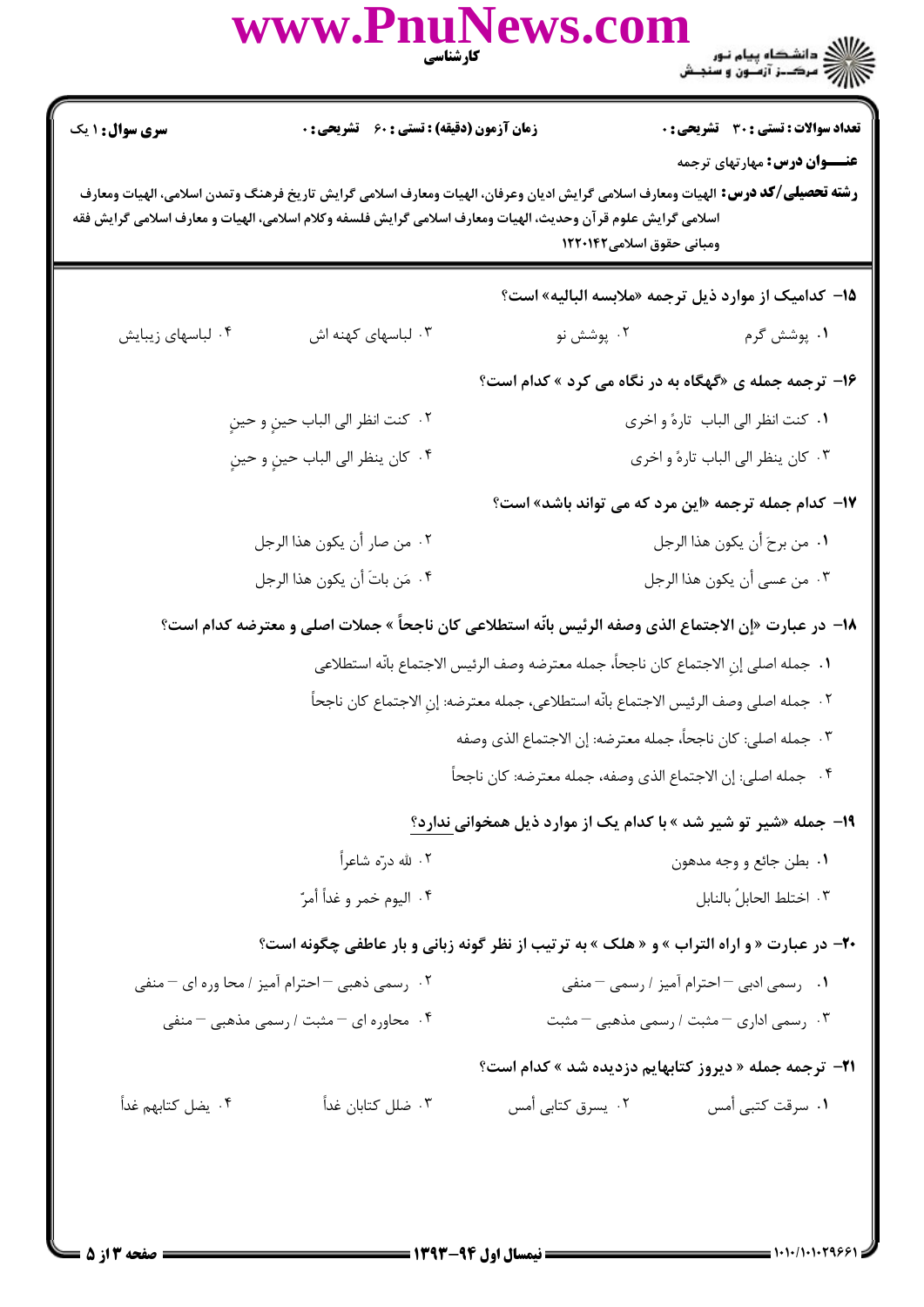۱۵- کدامیک از موارد ذیل ترجمه «ملابسه البالیه» است؟

۱. پوشش گرم
۲. پوشش نو
۳. لباسهای کهنه اش
۴. لباسهای زیبایش

۱۶- ترجمه جمله ی «گهگاه به در نگاه می کرد » کدام است؟

۱. کنت انظر الی الباب تارةً و اخری
۲. کنت انظر الی الباب حینٍ و حینٍ
۳. کان ینظر الی الباب تارةً و اخری
۴. کان ینظر الی الباب حینٍ و حینٍ

۱۷- کدام جمله ترجمه «این مرد که می تواند باشد» است؟

۱. من برحَ أن یکون هذا الرجل
۲. من صار أن یکون هذا الرجل
۳. من عسی أن یکون هذا الرجل
۴. مَن باتَ أن یکون هذا الرجل

۱۸- در عبارت «إن الاجتماع الذی وصفه الرئیس بانّه استطلاعی کان ناجحاً » جملات اصلی و معترضه کدام است؟

۱. جمله اصلی إنِ الاجتماع کان ناجحاً، جمله معترضه وصف الرئیس الاجتماع بانّه استطلاعی
۲. جمله اصلی وصف الرئیس الاجتماع بانّه استطلاعی، جمله معترضه: إنِ الاجتماع کان ناجحاً
۳. جمله اصلی: کان ناجحاً، جمله معترضه: إن الاجتماع الذی وصفه
۴. جمله اصلی: إن الاجتماع الذی وصفه، جمله معترضه: کان ناجحاً

۱۹- جمله «شیر تو شیر شد » با کدام یک از موارد ذیل همخوانی ندارد؟

۱. بطن جائع و وجه مدهون
۲. لله درّه شاعراً
۳. اختلط الحابلُ بالنابل
۴. الیوم خمر و غداً أمرّ

۲۰- در عبارت « و اراه التراب » و « هلک » به ترتیب از نظر گونه زبانی و بار عاطفی چگونه است؟

۱. رسمی ادبی – احترام آمیز / رسمی – منفی
۲. رسمی ذهبی – احترام آمیز / محا وره ای – منفی
۳. رسمی اداری – مثبت / رسمی مذهبی – مثبت
۴. محاوره ای – مثبت / رسمی مذهبی – منفی

۲۱- ترجمه جمله « دیروز کتابهایم دزدیده شد » کدام است؟

۱. سرقت کتبی أمس
۲. یسرق کتابی أمس
۳. ضلل کتابان غداً
۴. یضل کتابهم غداً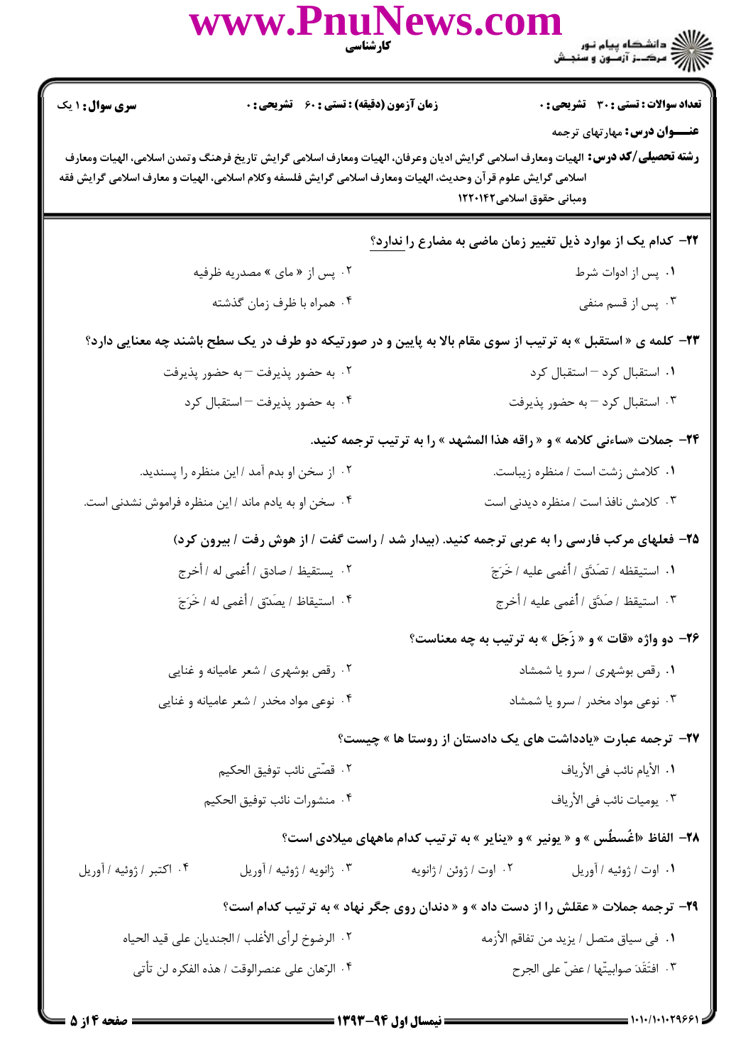تعداد سوالات : تستی : ۳۰ تشریحی : ۰ | زمان آزمون (دقیقه) : تستی : ۶۰ تشریحی : ۰ | سری سوال : ۱ یک

**عنـــوان درس:** مهارتهای ترجمه

**رشته تحصیلی/کد درس:** الهیات ومعارف اسلامی گرایش ادیان وعرفان، الهیات ومعارف اسلامی گرایش تاریخ فرهنگ وتمدن اسلامی، الهیات ومعارف اسلامی گرایش علوم قرآن وحدیث، الهیات ومعارف اسلامی گرایش فلسفه وکلام اسلامی، الهیات و معارف اسلامی گرایش فقه ومبانی حقوق اسلامی۱۲۲۰۱۴۲

۲۲- کدام یک از موارد ذیل تغییر زمان ماضی به مضارع را ندارد؟

۱. پس از ادوات شرط

۲. پس از « مای » مصدریه ظرفیه

۳. پس از قسم منفی

۴. همراه با ظرف زمان گذشته

۲۳- کلمه ی « استقبل » به ترتیب از سوی مقام بالا به پایین و در صورتیکه دو طرف در یک سطح باشند چه معنایی دارد؟

۱. استقبال کرد – استقبال کرد

۲. به حضور پذیرفت – به حضور پذیرفت

۳. استقبال کرد – به حضور پذیرفت

۴. به حضور پذیرفت – استقبال کرد

۲۴- جملات «ساءنی کلامه » و « راقه هذا المشهد » را به ترتیب ترجمه کنید.

۱. کلامش زشت است / منظره زیباست.

۲. از سخن او بدم آمد / این منظره را پسندید.

۳. کلامش نافذ است / منظره دیدنی است

۴. سخن او به یادم ماند / این منظره فراموش نشدنی است.

۲۵- فعلهای مرکب فارسی را به عربی ترجمه کنید. (بیدار شد / راست گفت / از هوش رفت / بیرون کرد)

۱. استیقظه / تصَدَّق / أغمی علیه / خَرَجَ

۲. یستیقظ / صادق / أغمی له / أخرج

۳. استیقظ / صَدَّق / أغمی علیه / أخرج

۴. استیقاظ / یصَدّق / أغمی له / خَرَجَ

۲۶- دو واژه «قات » و « زَجَل » به ترتیب به چه معناست؟

۱. رقص بوشهری / سرو یا شمشاد

۲. رقص بوشهری / شعر عامیانه و غنایی

۳. نوعی مواد مخدر / سرو یا شمشاد

۴. نوعی مواد مخدر / شعر عامیانه و غنایی

۲۷- ترجمه عبارت «یادداشت های یک دادستان از روستا ها » چیست؟

۱. الأیام نائب فی الأریاف

۲. قصّتی نائب توفیق الحکیم

۳. یومیات نائب فی الأریاف

۴. منشورات نائب توفیق الحکیم

۲۸- الفاظ «اغُسطُس » و « یونیر » و «ینایر » به ترتیب کدام ماههای میلادی است؟

۱. اوت / ژوئیه / آوریل

۲. اوت / ژوئن / ژانویه

۳. ژانویه / ژوئیه / آوریل

۴. اکتبر / ژوئیه / آوریل

۲۹- ترجمه جملات « عقلش را از دست داد » و « دندان روی جگر نهاد » به ترتیب کدام است؟

۱. فی سیاق متصل / یزید من تفاقم الأزمه

۲. الرضوخ لرأی الأغلب / الجندیان علی قید الحیاه

۳. افتَقَدَ صوابیتّها / عضّ علی الجرح

۴. الرّهان علی عنصرالوقت / هذه الفکره لن تأتی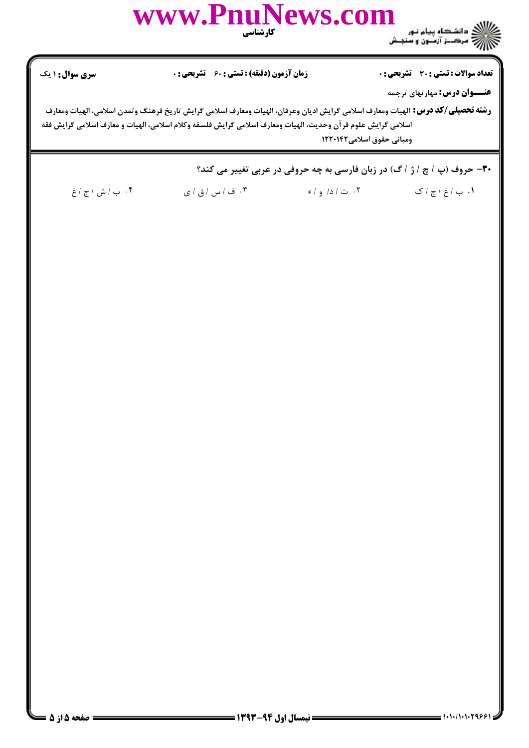**۳۰-** حروف (پ / چ / ژ / گ) در زبان فارسی به چه حروفی در عربی تغییر می کند؟

۱. ب / غ / ج / ک

۲. ت / د/ و / ء

۳. ف / س / ق / ی

۴. ب / ش / ج / غ